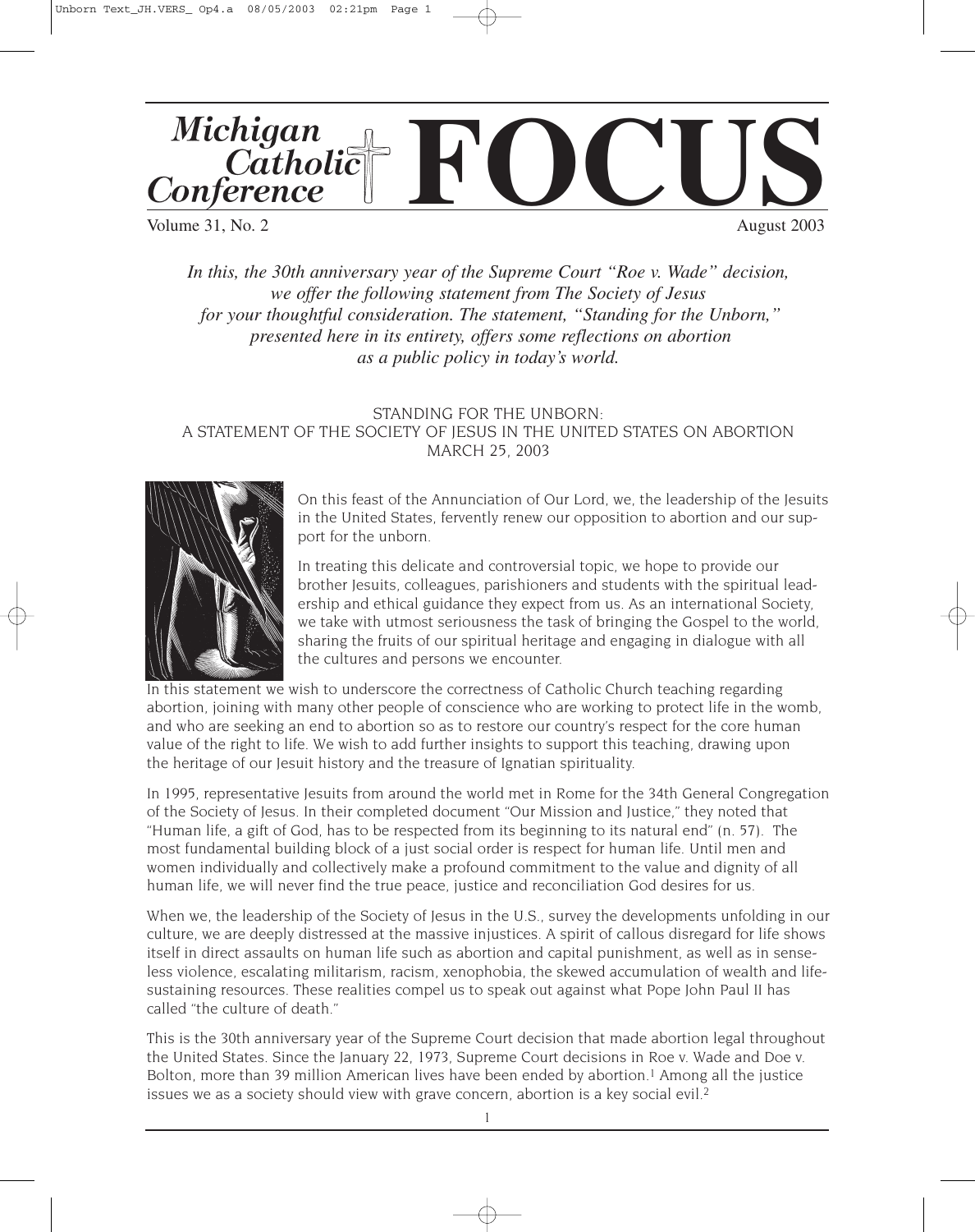# Michigan Catholic Conference FOCUS

Volume 31, No. 2 August 2003

*In this, the 30th anniversary year of the Supreme Court "Roe v. Wade" decision, we offer the following statement from The Society of Jesus for your thoughtful consideration. The statement, "Standing for the Unborn," presented here in its entirety, offers some reflections on abortion as a public policy in today's world.*

## STANDING FOR THE UNBORN: A STATEMENT OF THE SOCIETY OF JESUS IN THE UNITED STATES ON ABORTION MARCH 25, 2003

On this feast of the Annunciation of Our Lord, we, the leadership of the Jesuits in the United States, fervently renew our opposition to abortion and our support for the unborn.

In treating this delicate and controversial topic, we hope to provide our brother Jesuits, colleagues, parishioners and students with the spiritual leadership and ethical guidance they expect from us. As an international Society, we take with utmost seriousness the task of bringing the Gospel to the world, sharing the fruits of our spiritual heritage and engaging in dialogue with all the cultures and persons we encounter.

In this statement we wish to underscore the correctness of Catholic Church teaching regarding abortion, joining with many other people of conscience who are working to protect life in the womb, and who are seeking an end to abortion so as to restore our country's respect for the core human value of the right to life. We wish to add further insights to support this teaching, drawing upon the heritage of our Jesuit history and the treasure of Ignatian spirituality.

In 1995, representative Jesuits from around the world met in Rome for the 34th General Congregation of the Society of Jesus. In their completed document "Our Mission and Justice," they noted that "Human life, a gift of God, has to be respected from its beginning to its natural end" (n. 57). The most fundamental building block of a just social order is respect for human life. Until men and women individually and collectively make a profound commitment to the value and dignity of all human life, we will never find the true peace, justice and reconciliation God desires for us.

When we, the leadership of the Society of Jesus in the U.S., survey the developments unfolding in our culture, we are deeply distressed at the massive injustices. A spirit of callous disregard for life shows itself in direct assaults on human life such as abortion and capital punishment, as well as in senseless violence, escalating militarism, racism, xenophobia, the skewed accumulation of wealth and life-sustaining resources. These realities compel us to speak out against what Pope John Paul II has called "the culture of death."

This is the 30th anniversary year of the Supreme Court decision that made abortion legal throughout the United States. Since the January 22, 1973, Supreme Court decisions in Roe v. Wade and Doe v. Bolton, more than 39 million American lives have been ended by abortion.[1] Among all the justice issues we as a society should view with grave concern, abortion is a key social evil.[2]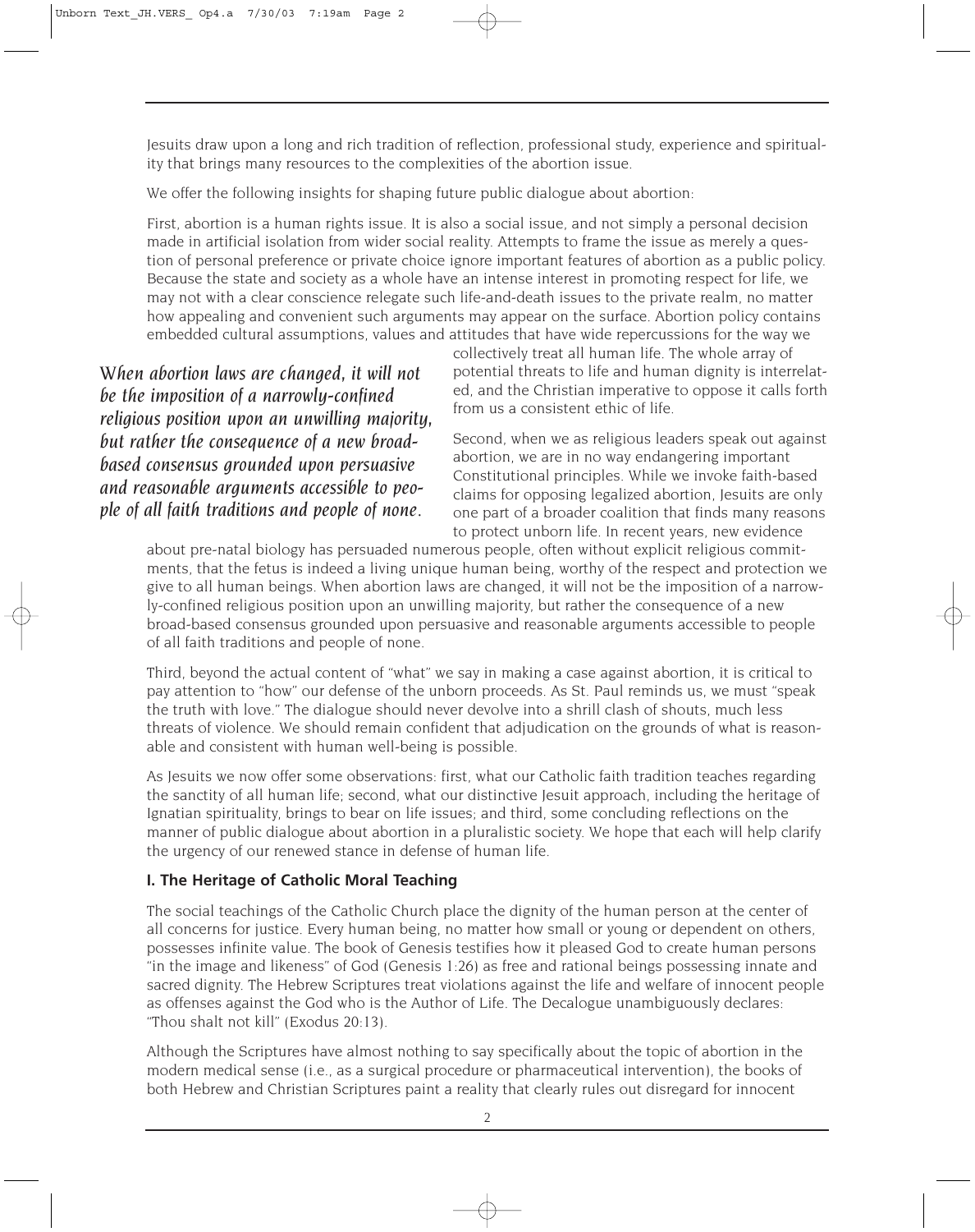Jesuits draw upon a long and rich tradition of reflection, professional study, experience and spirituality that brings many resources to the complexities of the abortion issue.

We offer the following insights for shaping future public dialogue about abortion:

First, abortion is a human rights issue. It is also a social issue, and not simply a personal decision made in artificial isolation from wider social reality. Attempts to frame the issue as merely a question of personal preference or private choice ignore important features of abortion as a public policy. Because the state and society as a whole have an intense interest in promoting respect for life, we may not with a clear conscience relegate such life-and-death issues to the private realm, no matter how appealing and convenient such arguments may appear on the surface. Abortion policy contains embedded cultural assumptions, values and attitudes that have wide repercussions for the way we collectively treat all human life. The whole array of potential threats to life and human dignity is interrelated, and the Christian imperative to oppose it calls forth from us a consistent ethic of life.

*When abortion laws are changed, it will not be the imposition of a narrowly-confined religious position upon an unwilling majority, but rather the consequence of a new broad-based consensus grounded upon persuasive and reasonable arguments accessible to people of all faith traditions and people of none.*

Second, when we as religious leaders speak out against abortion, we are in no way endangering important Constitutional principles. While we invoke faith-based claims for opposing legalized abortion, Jesuits are only one part of a broader coalition that finds many reasons to protect unborn life. In recent years, new evidence about pre-natal biology has persuaded numerous people, often without explicit religious commitments, that the fetus is indeed a living unique human being, worthy of the respect and protection we give to all human beings. When abortion laws are changed, it will not be the imposition of a narrowly-confined religious position upon an unwilling majority, but rather the consequence of a new broad-based consensus grounded upon persuasive and reasonable arguments accessible to people of all faith traditions and people of none.

Third, beyond the actual content of "what" we say in making a case against abortion, it is critical to pay attention to "how" our defense of the unborn proceeds. As St. Paul reminds us, we must "speak the truth with love." The dialogue should never devolve into a shrill clash of shouts, much less threats of violence. We should remain confident that adjudication on the grounds of what is reasonable and consistent with human well-being is possible.

As Jesuits we now offer some observations: first, what our Catholic faith tradition teaches regarding the sanctity of all human life; second, what our distinctive Jesuit approach, including the heritage of Ignatian spirituality, brings to bear on life issues; and third, some concluding reflections on the manner of public dialogue about abortion in a pluralistic society. We hope that each will help clarify the urgency of our renewed stance in defense of human life.

## I. The Heritage of Catholic Moral Teaching

The social teachings of the Catholic Church place the dignity of the human person at the center of all concerns for justice. Every human being, no matter how small or young or dependent on others, possesses infinite value. The book of Genesis testifies how it pleased God to create human persons "in the image and likeness" of God (Genesis 1:26) as free and rational beings possessing innate and sacred dignity. The Hebrew Scriptures treat violations against the life and welfare of innocent people as offenses against the God who is the Author of Life. The Decalogue unambiguously declares: "Thou shalt not kill" (Exodus 20:13).

Although the Scriptures have almost nothing to say specifically about the topic of abortion in the modern medical sense (i.e., as a surgical procedure or pharmaceutical intervention), the books of both Hebrew and Christian Scriptures paint a reality that clearly rules out disregard for innocent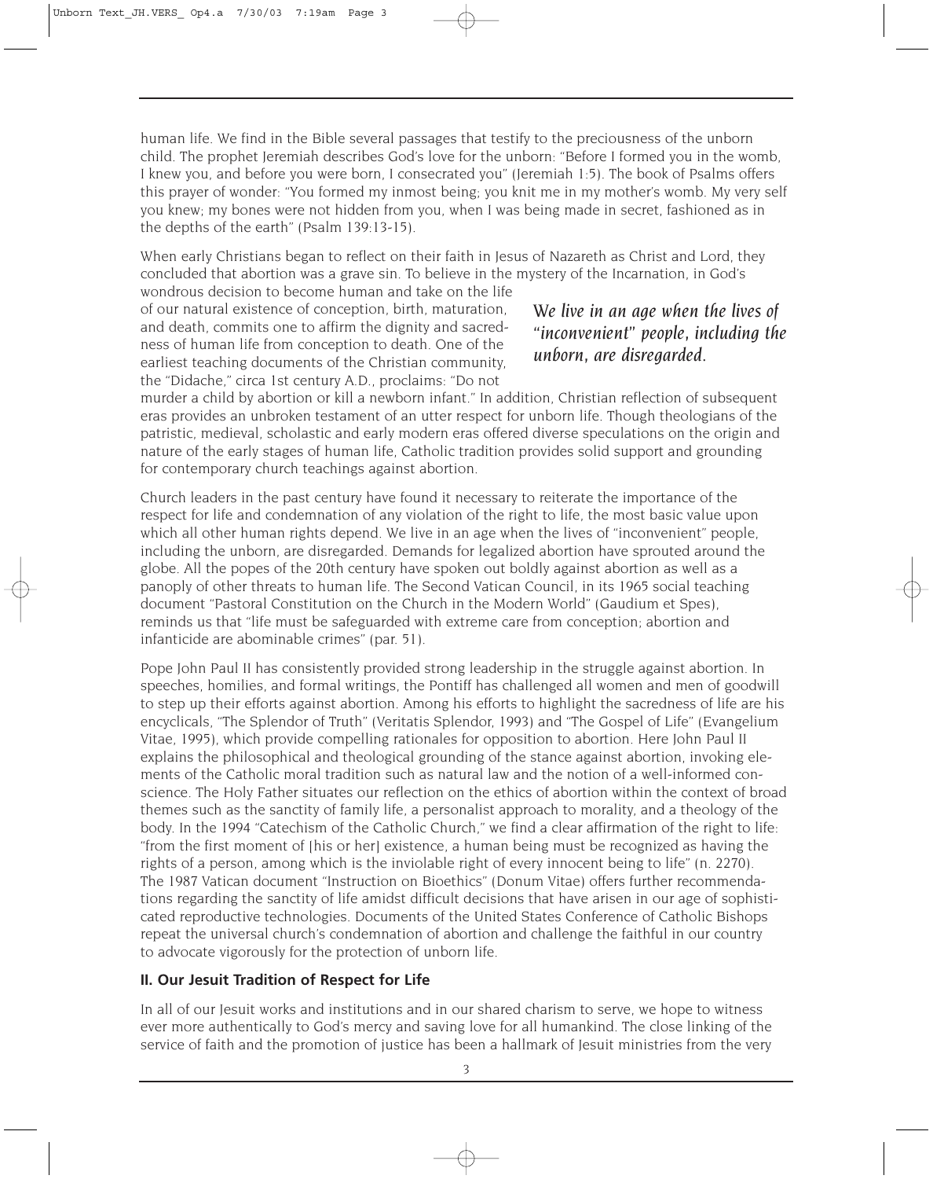human life. We find in the Bible several passages that testify to the preciousness of the unborn child. The prophet Jeremiah describes God's love for the unborn: "Before I formed you in the womb, I knew you, and before you were born, I consecrated you" (Jeremiah 1:5). The book of Psalms offers this prayer of wonder: "You formed my inmost being; you knit me in my mother's womb. My very self you knew; my bones were not hidden from you, when I was being made in secret, fashioned as in the depths of the earth" (Psalm 139:13-15).

When early Christians began to reflect on their faith in Jesus of Nazareth as Christ and Lord, they concluded that abortion was a grave sin. To believe in the mystery of the Incarnation, in God's wondrous decision to become human and take on the life of our natural existence of conception, birth, maturation, and death, commits one to affirm the dignity and sacredness of human life from conception to death. One of the earliest teaching documents of the Christian community, the "Didache," circa 1st century A.D., proclaims: "Do not murder a child by abortion or kill a newborn infant." In addition, Christian reflection of subsequent eras provides an unbroken testament of an utter respect for unborn life. Though theologians of the patristic, medieval, scholastic and early modern eras offered diverse speculations on the origin and nature of the early stages of human life, Catholic tradition provides solid support and grounding for contemporary church teachings against abortion.

*We live in an age when the lives of "inconvenient" people, including the unborn, are disregarded.*

Church leaders in the past century have found it necessary to reiterate the importance of the respect for life and condemnation of any violation of the right to life, the most basic value upon which all other human rights depend. We live in an age when the lives of "inconvenient" people, including the unborn, are disregarded. Demands for legalized abortion have sprouted around the globe. All the popes of the 20th century have spoken out boldly against abortion as well as a panoply of other threats to human life. The Second Vatican Council, in its 1965 social teaching document "Pastoral Constitution on the Church in the Modern World" (Gaudium et Spes), reminds us that "life must be safeguarded with extreme care from conception; abortion and infanticide are abominable crimes" (par. 51).

Pope John Paul II has consistently provided strong leadership in the struggle against abortion. In speeches, homilies, and formal writings, the Pontiff has challenged all women and men of goodwill to step up their efforts against abortion. Among his efforts to highlight the sacredness of life are his encyclicals, "The Splendor of Truth" (Veritatis Splendor, 1993) and "The Gospel of Life" (Evangelium Vitae, 1995), which provide compelling rationales for opposition to abortion. Here John Paul II explains the philosophical and theological grounding of the stance against abortion, invoking elements of the Catholic moral tradition such as natural law and the notion of a well-informed conscience. The Holy Father situates our reflection on the ethics of abortion within the context of broad themes such as the sanctity of family life, a personalist approach to morality, and a theology of the body. In the 1994 "Catechism of the Catholic Church," we find a clear affirmation of the right to life: "from the first moment of [his or her] existence, a human being must be recognized as having the rights of a person, among which is the inviolable right of every innocent being to life" (n. 2270). The 1987 Vatican document "Instruction on Bioethics" (Donum Vitae) offers further recommendations regarding the sanctity of life amidst difficult decisions that have arisen in our age of sophisticated reproductive technologies. Documents of the United States Conference of Catholic Bishops repeat the universal church's condemnation of abortion and challenge the faithful in our country to advocate vigorously for the protection of unborn life.

## II. Our Jesuit Tradition of Respect for Life

In all of our Jesuit works and institutions and in our shared charism to serve, we hope to witness ever more authentically to God's mercy and saving love for all humankind. The close linking of the service of faith and the promotion of justice has been a hallmark of Jesuit ministries from the very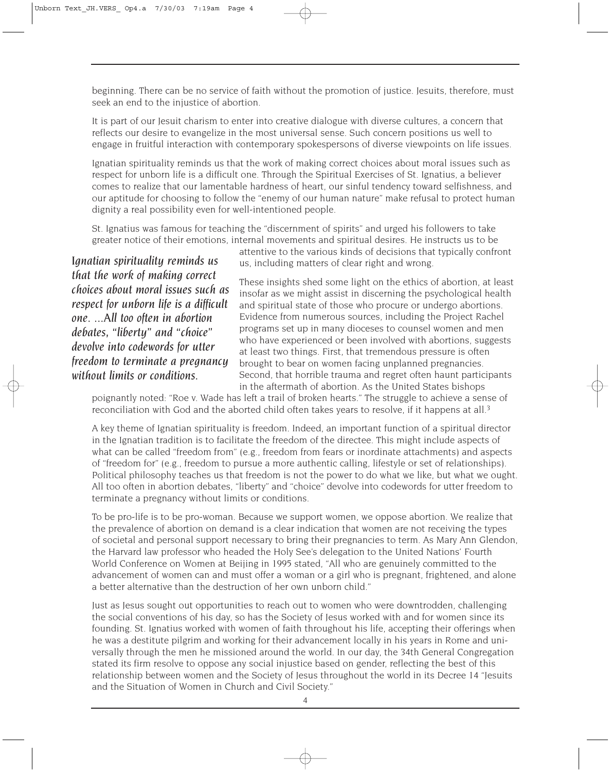beginning. There can be no service of faith without the promotion of justice. Jesuits, therefore, must seek an end to the injustice of abortion.

It is part of our Jesuit charism to enter into creative dialogue with diverse cultures, a concern that reflects our desire to evangelize in the most universal sense. Such concern positions us well to engage in fruitful interaction with contemporary spokespersons of diverse viewpoints on life issues.

Ignatian spirituality reminds us that the work of making correct choices about moral issues such as respect for unborn life is a difficult one. Through the Spiritual Exercises of St. Ignatius, a believer comes to realize that our lamentable hardness of heart, our sinful tendency toward selfishness, and our aptitude for choosing to follow the "enemy of our human nature" make refusal to protect human dignity a real possibility even for well-intentioned people.

St. Ignatius was famous for teaching the "discernment of spirits" and urged his followers to take greater notice of their emotions, internal movements and spiritual desires. He instructs us to be attentive to the various kinds of decisions that typically confront us, including matters of clear right and wrong.

*Ignatian spirituality reminds us that the work of making correct choices about moral issues such as respect for unborn life is a difficult one. ...All too often in abortion debates, "liberty" and "choice" devolve into codewords for utter freedom to terminate a pregnancy without limits or conditions.*

These insights shed some light on the ethics of abortion, at least insofar as we might assist in discerning the psychological health and spiritual state of those who procure or undergo abortions. Evidence from numerous sources, including the Project Rachel programs set up in many dioceses to counsel women and men who have experienced or been involved with abortions, suggests at least two things. First, that tremendous pressure is often brought to bear on women facing unplanned pregnancies. Second, that horrible trauma and regret often haunt participants in the aftermath of abortion. As the United States bishops poignantly noted: "Roe v. Wade has left a trail of broken hearts." The struggle to achieve a sense of reconciliation with God and the aborted child often takes years to resolve, if it happens at all.[3]

A key theme of Ignatian spirituality is freedom. Indeed, an important function of a spiritual director in the Ignatian tradition is to facilitate the freedom of the directee. This might include aspects of what can be called "freedom from" (e.g., freedom from fears or inordinate attachments) and aspects of "freedom for" (e.g., freedom to pursue a more authentic calling, lifestyle or set of relationships). Political philosophy teaches us that freedom is not the power to do what we like, but what we ought. All too often in abortion debates, "liberty" and "choice" devolve into codewords for utter freedom to terminate a pregnancy without limits or conditions.

To be pro-life is to be pro-woman. Because we support women, we oppose abortion. We realize that the prevalence of abortion on demand is a clear indication that women are not receiving the types of societal and personal support necessary to bring their pregnancies to term. As Mary Ann Glendon, the Harvard law professor who headed the Holy See's delegation to the United Nations' Fourth World Conference on Women at Beijing in 1995 stated, "All who are genuinely committed to the advancement of women can and must offer a woman or a girl who is pregnant, frightened, and alone a better alternative than the destruction of her own unborn child."

Just as Jesus sought out opportunities to reach out to women who were downtrodden, challenging the social conventions of his day, so has the Society of Jesus worked with and for women since its founding. St. Ignatius worked with women of faith throughout his life, accepting their offerings when he was a destitute pilgrim and working for their advancement locally in his years in Rome and universally through the men he missioned around the world. In our day, the 34th General Congregation stated its firm resolve to oppose any social injustice based on gender, reflecting the best of this relationship between women and the Society of Jesus throughout the world in its Decree 14 "Jesuits and the Situation of Women in Church and Civil Society."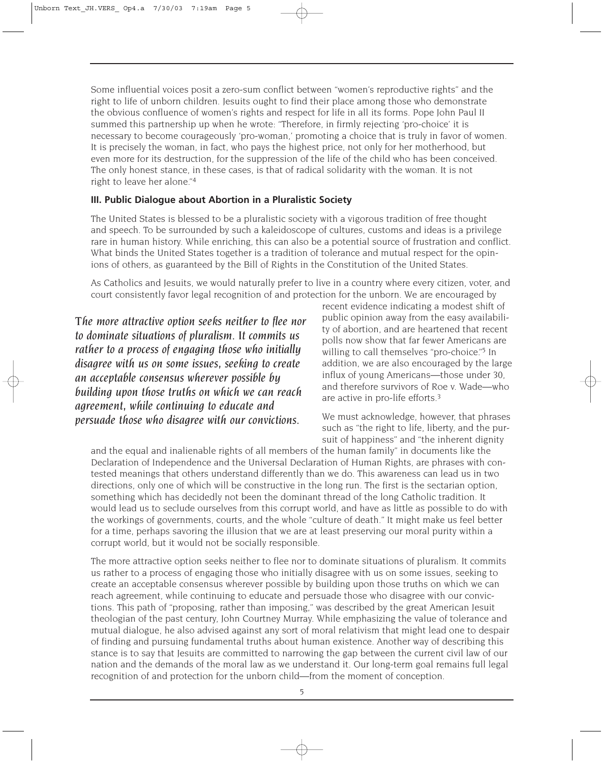Some influential voices posit a zero-sum conflict between "women's reproductive rights" and the right to life of unborn children. Jesuits ought to find their place among those who demonstrate the obvious confluence of women's rights and respect for life in all its forms. Pope John Paul II summed this partnership up when he wrote: "Therefore, in firmly rejecting 'pro-choice' it is necessary to become courageously 'pro-woman,' promoting a choice that is truly in favor of women. It is precisely the woman, in fact, who pays the highest price, not only for her motherhood, but even more for its destruction, for the suppression of the life of the child who has been conceived. The only honest stance, in these cases, is that of radical solidarity with the woman. It is not right to leave her alone."[4]

### III. Public Dialogue about Abortion in a Pluralistic Society

The United States is blessed to be a pluralistic society with a vigorous tradition of free thought and speech. To be surrounded by such a kaleidoscope of cultures, customs and ideas is a privilege rare in human history. While enriching, this can also be a potential source of frustration and conflict. What binds the United States together is a tradition of tolerance and mutual respect for the opinions of others, as guaranteed by the Bill of Rights in the Constitution of the United States.

As Catholics and Jesuits, we would naturally prefer to live in a country where every citizen, voter, and court consistently favor legal recognition of and protection for the unborn. We are encouraged by recent evidence indicating a modest shift of public opinion away from the easy availability of abortion, and are heartened that recent polls now show that far fewer Americans are willing to call themselves "pro-choice."[5] In addition, we are also encouraged by the large influx of young Americans—those under 30, and therefore survivors of Roe v. Wade—who are active in pro-life efforts.[3]

*The more attractive option seeks neither to flee nor to dominate situations of pluralism. It commits us rather to a process of engaging those who initially disagree with us on some issues, seeking to create an acceptable consensus wherever possible by building upon those truths on which we can reach agreement, while continuing to educate and persuade those who disagree with our convictions.*

We must acknowledge, however, that phrases such as "the right to life, liberty, and the pursuit of happiness" and "the inherent dignity and the equal and inalienable rights of all members of the human family" in documents like the Declaration of Independence and the Universal Declaration of Human Rights, are phrases with contested meanings that others understand differently than we do. This awareness can lead us in two directions, only one of which will be constructive in the long run. The first is the sectarian option, something which has decidedly not been the dominant thread of the long Catholic tradition. It would lead us to seclude ourselves from this corrupt world, and have as little as possible to do with the workings of governments, courts, and the whole "culture of death." It might make us feel better for a time, perhaps savoring the illusion that we are at least preserving our moral purity within a corrupt world, but it would not be socially responsible.

The more attractive option seeks neither to flee nor to dominate situations of pluralism. It commits us rather to a process of engaging those who initially disagree with us on some issues, seeking to create an acceptable consensus wherever possible by building upon those truths on which we can reach agreement, while continuing to educate and persuade those who disagree with our convictions. This path of "proposing, rather than imposing," was described by the great American Jesuit theologian of the past century, John Courtney Murray. While emphasizing the value of tolerance and mutual dialogue, he also advised against any sort of moral relativism that might lead one to despair of finding and pursuing fundamental truths about human existence. Another way of describing this stance is to say that Jesuits are committed to narrowing the gap between the current civil law of our nation and the demands of the moral law as we understand it. Our long-term goal remains full legal recognition of and protection for the unborn child—from the moment of conception.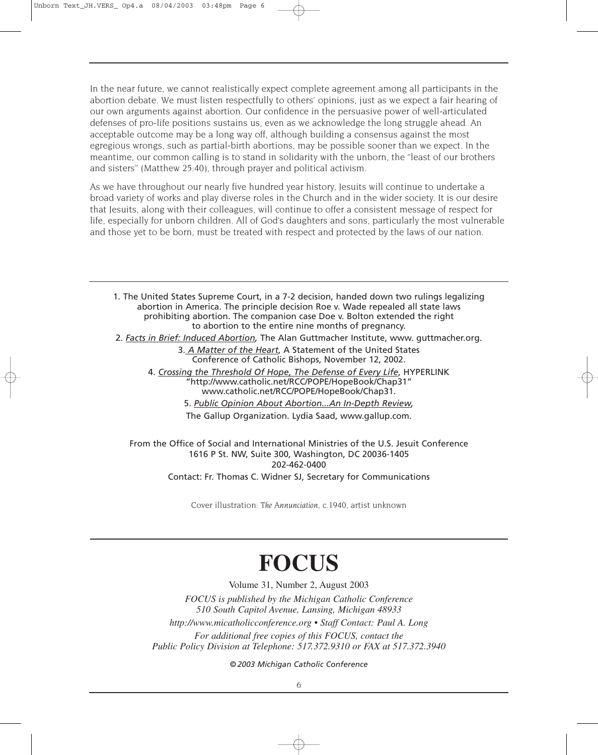In the near future, we cannot realistically expect complete agreement among all participants in the abortion debate. We must listen respectfully to others' opinions, just as we expect a fair hearing of our own arguments against abortion. Our confidence in the persuasive power of well-articulated defenses of pro-life positions sustains us, even as we acknowledge the long struggle ahead. An acceptable outcome may be a long way off, although building a consensus against the most egregious wrongs, such as partial-birth abortions, may be possible sooner than we expect. In the meantime, our common calling is to stand in solidarity with the unborn, the "least of our brothers and sisters" (Matthew 25:40), through prayer and political activism.

As we have throughout our nearly five hundred year history, Jesuits will continue to undertake a broad variety of works and play diverse roles in the Church and in the wider society. It is our desire that Jesuits, along with their colleagues, will continue to offer a consistent message of respect for life, especially for unborn children. All of God's daughters and sons, particularly the most vulnerable and those yet to be born, must be treated with respect and protected by the laws of our nation.

---

1. The United States Supreme Court, in a 7-2 decision, handed down two rulings legalizing abortion in America. The principle decision Roe v. Wade repealed all state laws prohibiting abortion. The companion case Doe v. Bolton extended the right to abortion to the entire nine months of pregnancy.
2. *Facts in Brief: Induced Abortion,* The Alan Guttmacher Institute, www. guttmacher.org.
3. *A Matter of the Heart*, A Statement of the United States Conference of Catholic Bishops, November 12, 2002.
4. *Crossing the Threshold Of Hope, The Defense of Every Life*, HYPERLINK "http://www.catholic.net/RCC/POPE/HopeBook/Chap31" www.catholic.net/RCC/POPE/HopeBook/Chap31.
5. *Public Opinion About Abortion...An In-Depth Review,* The Gallup Organization. Lydia Saad, www.gallup.com.

From the Office of Social and International Ministries of the U.S. Jesuit Conference
1616 P St. NW, Suite 300, Washington, DC 20036-1405
202-462-0400
Contact: Fr. Thomas C. Widner SJ, Secretary for Communications

Cover illustration: *The Annunciation*, c.1940, artist unknown

---

# FOCUS

Volume 31, Number 2, August 2003

*FOCUS is published by the Michigan Catholic Conference*
*510 South Capitol Avenue, Lansing, Michigan 48933*

*http://www.micatholicconference.org • Staff Contact: Paul A. Long*

*For additional free copies of this FOCUS, contact the*
*Public Policy Division at Telephone: 517.372.9310 or FAX at 517.372.3940*

*© 2003 Michigan Catholic Conference*